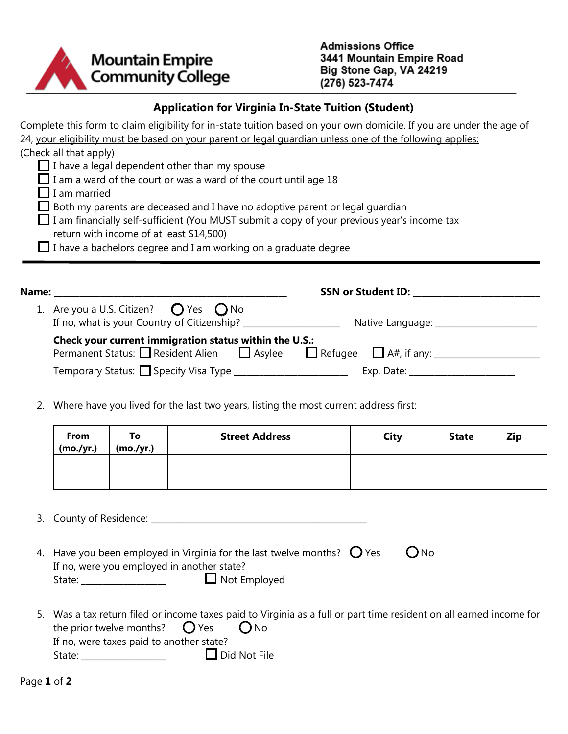**Mountain Empire Community College**

**Admissions Office**
**3441 Mountain Empire Road**
**Big Stone Gap, VA 24219**
**(276) 523-7474**

## Application for Virginia In-State Tuition (Student)

Complete this form to claim eligibility for in-state tuition based on your own domicile. If you are under the age of 24, your eligibility must be based on your parent or legal guardian unless one of the following applies:
(Check all that apply)

- ☐ I have a legal dependent other than my spouse
- ☐ I am a ward of the court or was a ward of the court until age 18
- ☐ I am married
- ☐ Both my parents are deceased and I have no adoptive parent or legal guardian
- ☐ I am financially self-sufficient (You MUST submit a copy of your previous year's income tax return with income of at least $14,500)
- ☐ I have a bachelors degree and I am working on a graduate degree

---

**Name:** ______________________________ **SSN or Student ID:** ____________________

1. Are you a U.S. Citizen? ○ Yes ○ No
   If no, what is your Country of Citizenship? ____________________ Native Language: ____________________

   **Check your current immigration status within the U.S.:**
   Permanent Status: ☐ Resident Alien ☐ Asylee ☐ Refugee ☐ A#, if any: ____________________
   Temporary Status: ☐ Specify Visa Type ____________________ Exp. Date: ____________________

2. Where have you lived for the last two years, listing the most current address first:

| From (mo./yr.) | To (mo./yr.) | Street Address | City | State | Zip |
|---|---|---|---|---|---|
| | | | | | |
| | | | | | |

3. County of Residence: ______________________________

4. Have you been employed in Virginia for the last twelve months? ○ Yes ○ No
   If no, were you employed in another state?
   State: ______________ ☐ Not Employed

5. Was a tax return filed or income taxes paid to Virginia as a full or part time resident on all earned income for the prior twelve months? ○ Yes ○ No
   If no, were taxes paid to another state?
   State: ______________ ☐ Did Not File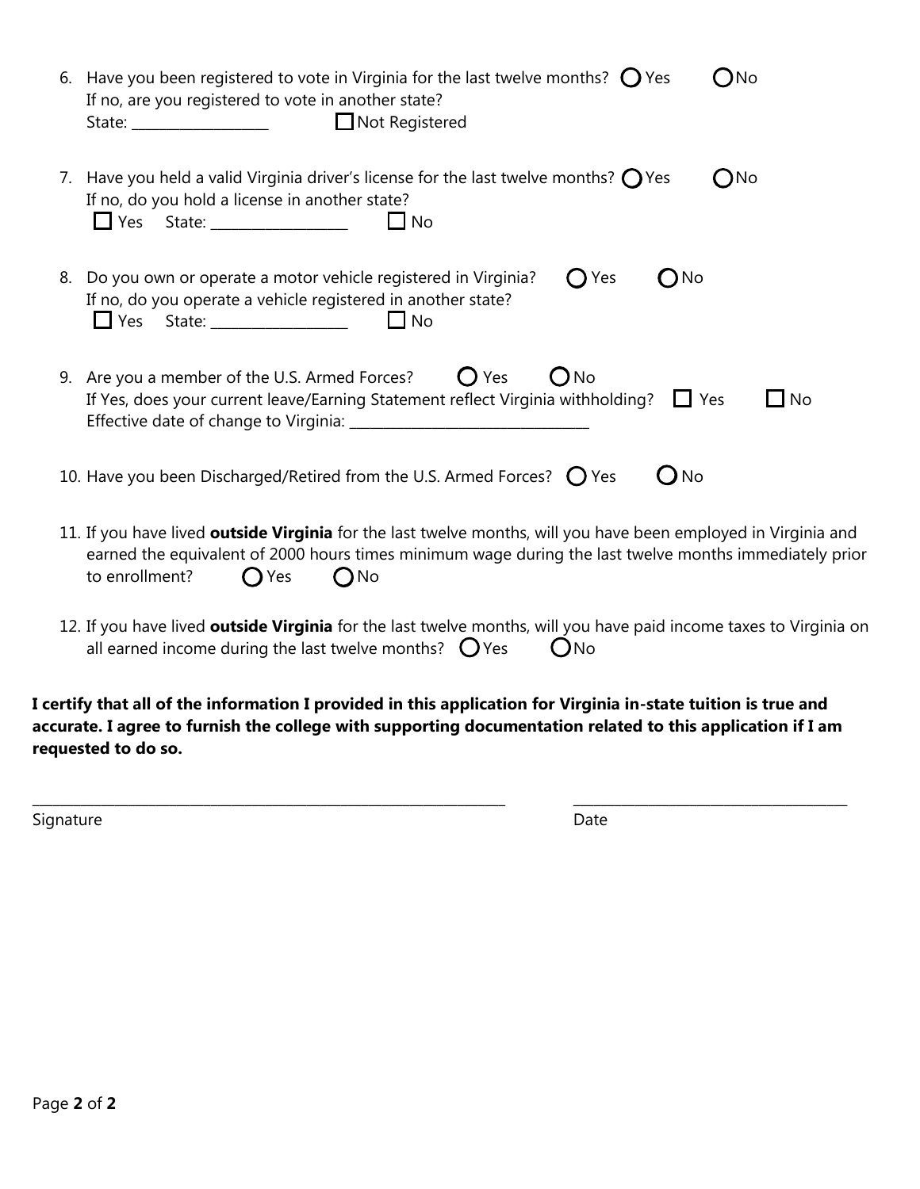6. Have you been registered to vote in Virginia for the last twelve months? ◯ Yes ◯ No
   If no, are you registered to vote in another state?
   State: ___________________ ☐ Not Registered

7. Have you held a valid Virginia driver's license for the last twelve months? ◯ Yes ◯ No
   If no, do you hold a license in another state?
   ☐ Yes State: ___________________ ☐ No

8. Do you own or operate a motor vehicle registered in Virginia? ◯ Yes ◯ No
   If no, do you operate a vehicle registered in another state?
   ☐ Yes State: ___________________ ☐ No

9. Are you a member of the U.S. Armed Forces? ◯ Yes ◯ No
   If Yes, does your current leave/Earning Statement reflect Virginia withholding? ☐ Yes ☐ No
   Effective date of change to Virginia: _________________________________

10. Have you been Discharged/Retired from the U.S. Armed Forces? ◯ Yes ◯ No

11. If you have lived **outside Virginia** for the last twelve months, will you have been employed in Virginia and earned the equivalent of 2000 hours times minimum wage during the last twelve months immediately prior to enrollment? ◯ Yes ◯ No

12. If you have lived **outside Virginia** for the last twelve months, will you have paid income taxes to Virginia on all earned income during the last twelve months? ◯ Yes ◯ No

**I certify that all of the information I provided in this application for Virginia in-state tuition is true and accurate. I agree to furnish the college with supporting documentation related to this application if I am requested to do so.**

_____________________________________________________________________ _______________________________________

Signature Date